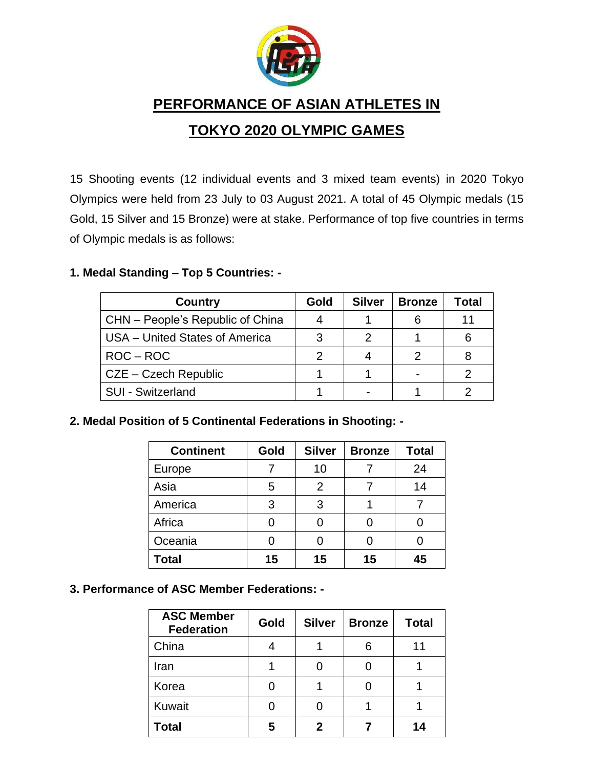# PERFORMANCE OF ASIAN ATHLETES IN TOKYO 2020 OLYMPIC GAMES

15 Shooting events (12 individual events and 3 mixed team events) in 2020 Tokyo Olympics were held from 23 July to 03 August 2021. A total of 45 Olympic medals (15 Gold, 15 Silver and 15 Bronze) were at stake. Performance of top five countries in terms of Olympic medals is as follows:

**1. Medal Standing – Top 5 Countries: -**

| Country | Gold | Silver | Bronze | Total |
|---|---|---|---|---|
| CHN – People's Republic of China | 4 | 1 | 6 | 11 |
| USA – United States of America | 3 | 2 | 1 | 6 |
| ROC – ROC | 2 | 4 | 2 | 8 |
| CZE – Czech Republic | 1 | 1 | - | 2 |
| SUI - Switzerland | 1 | - | 1 | 2 |

**2. Medal Position of 5 Continental Federations in Shooting: -**

| Continent | Gold | Silver | Bronze | Total |
|---|---|---|---|---|
| Europe | 7 | 10 | 7 | 24 |
| Asia | 5 | 2 | 7 | 14 |
| America | 3 | 3 | 1 | 7 |
| Africa | 0 | 0 | 0 | 0 |
| Oceania | 0 | 0 | 0 | 0 |
| **Total** | **15** | **15** | **15** | **45** |

**3. Performance of ASC Member Federations: -**

| ASC Member Federation | Gold | Silver | Bronze | Total |
|---|---|---|---|---|
| China | 4 | 1 | 6 | 11 |
| Iran | 1 | 0 | 0 | 1 |
| Korea | 0 | 1 | 0 | 1 |
| Kuwait | 0 | 0 | 1 | 1 |
| **Total** | **5** | **2** | **7** | **14** |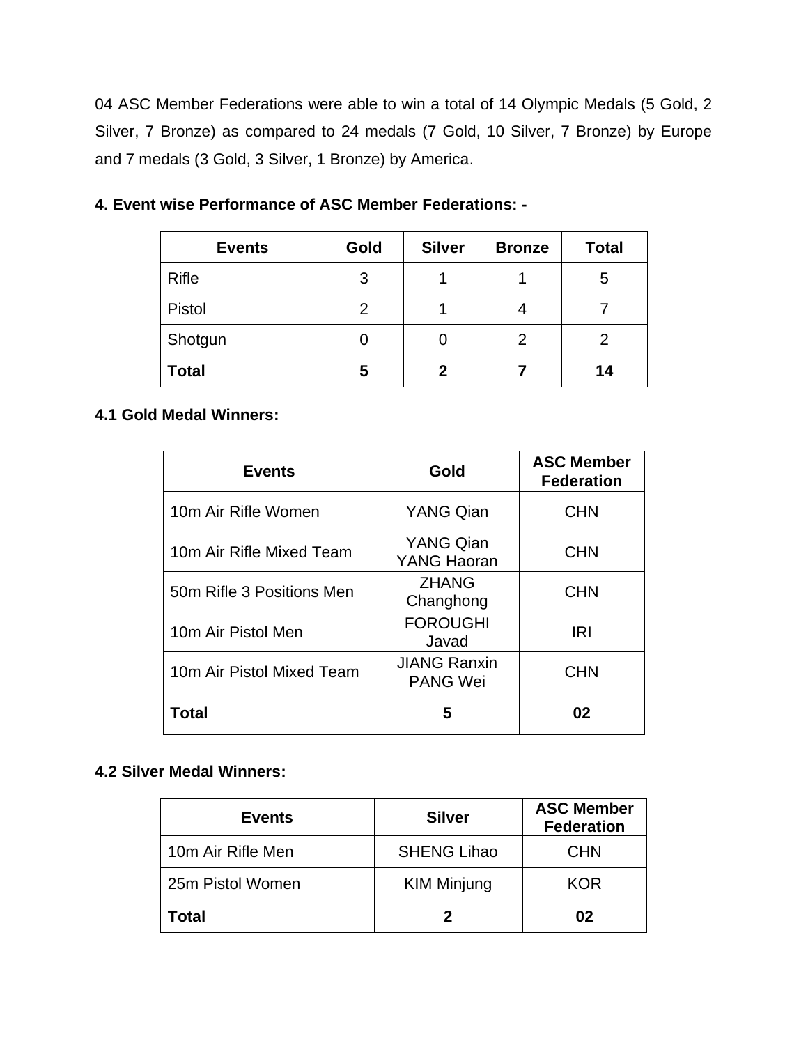04 ASC Member Federations were able to win a total of 14 Olympic Medals (5 Gold, 2 Silver, 7 Bronze) as compared to 24 medals (7 Gold, 10 Silver, 7 Bronze) by Europe and 7 medals (3 Gold, 3 Silver, 1 Bronze) by America.

**4. Event wise Performance of ASC Member Federations: -**

| Events | Gold | Silver | Bronze | Total |
|---|---|---|---|---|
| Rifle | 3 | 1 | 1 | 5 |
| Pistol | 2 | 1 | 4 | 7 |
| Shotgun | 0 | 0 | 2 | 2 |
| **Total** | **5** | **2** | **7** | **14** |

**4.1 Gold Medal Winners:**

| Events | Gold | ASC Member Federation |
|---|---|---|
| 10m Air Rifle Women | YANG Qian | CHN |
| 10m Air Rifle Mixed Team | YANG Qian YANG Haoran | CHN |
| 50m Rifle 3 Positions Men | ZHANG Changhong | CHN |
| 10m Air Pistol Men | FOROUGHI Javad | IRI |
| 10m Air Pistol Mixed Team | JIANG Ranxin PANG Wei | CHN |
| **Total** | **5** | **02** |

**4.2 Silver Medal Winners:**

| Events | Silver | ASC Member Federation |
|---|---|---|
| 10m Air Rifle Men | SHENG Lihao | CHN |
| 25m Pistol Women | KIM Minjung | KOR |
| **Total** | **2** | **02** |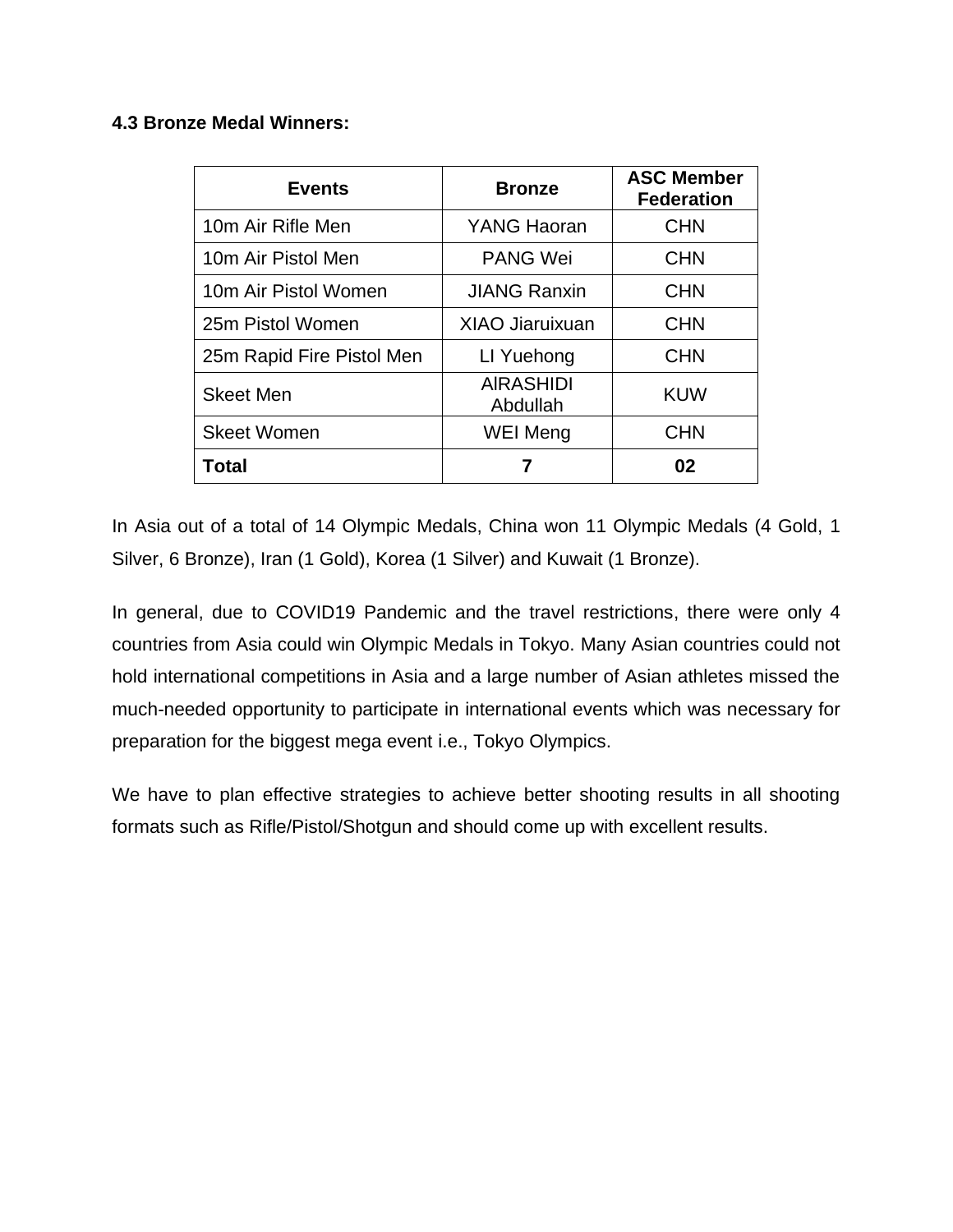**4.3 Bronze Medal Winners:**

| Events | Bronze | ASC Member Federation |
|---|---|---|
| 10m Air Rifle Men | YANG Haoran | CHN |
| 10m Air Pistol Men | PANG Wei | CHN |
| 10m Air Pistol Women | JIANG Ranxin | CHN |
| 25m Pistol Women | XIAO Jiaruixuan | CHN |
| 25m Rapid Fire Pistol Men | LI Yuehong | CHN |
| Skeet Men | AlRASHIDI Abdullah | KUW |
| Skeet Women | WEI Meng | CHN |
| **Total** | **7** | **02** |

In Asia out of a total of 14 Olympic Medals, China won 11 Olympic Medals (4 Gold, 1 Silver, 6 Bronze), Iran (1 Gold), Korea (1 Silver) and Kuwait (1 Bronze).

In general, due to COVID19 Pandemic and the travel restrictions, there were only 4 countries from Asia could win Olympic Medals in Tokyo. Many Asian countries could not hold international competitions in Asia and a large number of Asian athletes missed the much-needed opportunity to participate in international events which was necessary for preparation for the biggest mega event i.e., Tokyo Olympics.

We have to plan effective strategies to achieve better shooting results in all shooting formats such as Rifle/Pistol/Shotgun and should come up with excellent results.